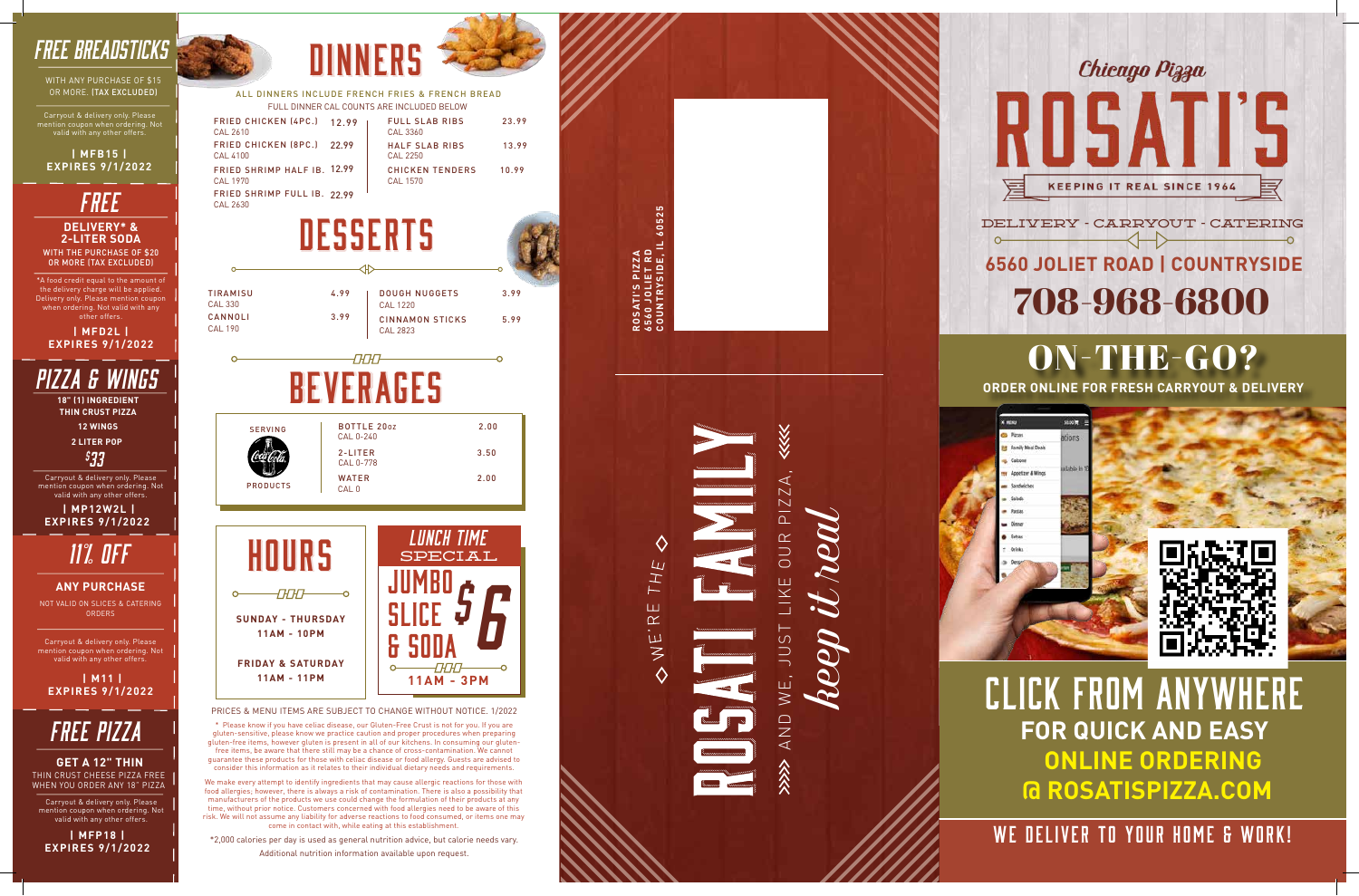## FREE BREADSTICKS

WITH ANY PURCHASE OF $15 OR MORE. (TAX EXCLUDED)

Carryout & delivery only. Please mention coupon when ordering. Not valid with any other offers.

**| MFB15 |**
**EXPIRES 9/1/2022**

## FREE

**DELIVERY* & 2-LITER SODA**

WITH THE PURCHASE OF $20 OR MORE (TAX EXCLUDED)

*A food credit equal to the amount of the delivery charge will be applied. Delivery only. Please mention coupon when ordering. Not valid with any other offers.

**| MFD2L |**
**EXPIRES 9/1/2022**

## PIZZA & WINGS

**18" (1) INGREDIENT THIN CRUST PIZZA**

**12 WINGS**

**2 LITER POP**

**$33**

Carryout & delivery only. Please mention coupon when ordering. Not valid with any other offers.

**| MP12W2L |**
**EXPIRES 9/1/2022**

## 11% OFF

**ANY PURCHASE**

NOT VALID ON SLICES & CATERING ORDERS

Carryout & delivery only. Please mention coupon when ordering. Not valid with any other offers.

**| M11 |**
**EXPIRES 9/1/2022**

## FREE PIZZA

**GET A 12" THIN**

THIN CRUST CHEESE PIZZA FREE WHEN YOU ORDER ANY 18" PIZZA

Carryout & delivery only. Please mention coupon when ordering. Not valid with any other offers.

**| MFP18 |**
**EXPIRES 9/1/2022**

# DINNERS

ALL DINNERS INCLUDE FRENCH FRIES & FRENCH BREAD
FULL DINNER CAL COUNTS ARE INCLUDED BELOW

| Item | Price |
|---|---|
| FRIED CHICKEN (4PC.) CAL 2610 | 12.99 |
| FRIED CHICKEN (8PC.) CAL 4100 | 22.99 |
| FRIED SHRIMP HALF lB. CAL 1970 | 12.99 |
| FRIED SHRIMP FULL lB. CAL 2630 | 22.99 |
| FULL SLAB RIBS CAL 3360 | 23.99 |
| HALF SLAB RIBS CAL 2250 | 13.99 |
| CHICKEN TENDERS CAL 1570 | 10.99 |

# DESSERTS

| Item | Price |
|---|---|
| TIRAMISU CAL 330 | 4.99 |
| CANNOLI CAL 190 | 3.99 |
| DOUGH NUGGETS CAL 1220 | 3.99 |
| CINNAMON STICKS CAL 2823 | 5.99 |

# BEVERAGES

SERVING Coca-Cola PRODUCTS

| Item | Price |
|---|---|
| BOTTLE 20oz CAL 0-240 | 2.00 |
| 2-LITER CAL 0-778 | 3.50 |
| WATER CAL 0 | 2.00 |

# HOURS

**SUNDAY - THURSDAY**
**11AM - 10PM**

**FRIDAY & SATURDAY**
**11AM - 11PM**

## LUNCH TIME SPECIAL

JUMBO SLICE & SODA $6

**11AM - 3PM**

PRICES & MENU ITEMS ARE SUBJECT TO CHANGE WITHOUT NOTICE. 1/2022

* Please know if you have celiac disease, our Gluten-Free Crust is not for you. If you are gluten-sensitive, please know we practice caution and proper procedures when preparing gluten-free items, please know gluten is present in all of our kitchens. In consuming our gluten-free items, be aware that there still may be a chance of cross-contamination. We cannot guarantee these products for those with celiac disease or food allergy. Guests are advised to consider this information as it relates to their individual dietary needs and requirements.

We make every attempt to identify ingredients that may cause allergic reactions for those with food allergies; however, there is always a risk of contamination. There is also a possibility that manufacturers of the products we use could change the formulation of their products at any time, without prior notice. Customers concerned with food allergies need to be aware of this risk. We will not assume any liability for adverse reactions to food consumed, or items one may come in contact with, while eating at this establishment.

*2,000 calories per day is used as general nutrition advice, but calorie needs vary.

Additional nutrition information available upon request.

ROSATI'S PIZZA
6560 JOLIET RD
COUNTRYSIDE, IL 60525

WE'RE THE ROSATI FAMILY AND WE, JUST LIKE OUR PIZZA, *keep it real*

Chicago Pizza

# ROSATI'S

KEEPING IT REAL SINCE 1964

DELIVERY - CARRYOUT - CATERING

**6560 JOLIET ROAD | COUNTRYSIDE**

**708-968-6800**

## ON-THE-GO?

**ORDER ONLINE FOR FRESH CARRYOUT & DELIVERY**

## CLICK FROM ANYWHERE

**FOR QUICK AND EASY ONLINE ORDERING @ ROSATISPIZZA.COM**

## WE DELIVER TO YOUR HOME & WORK!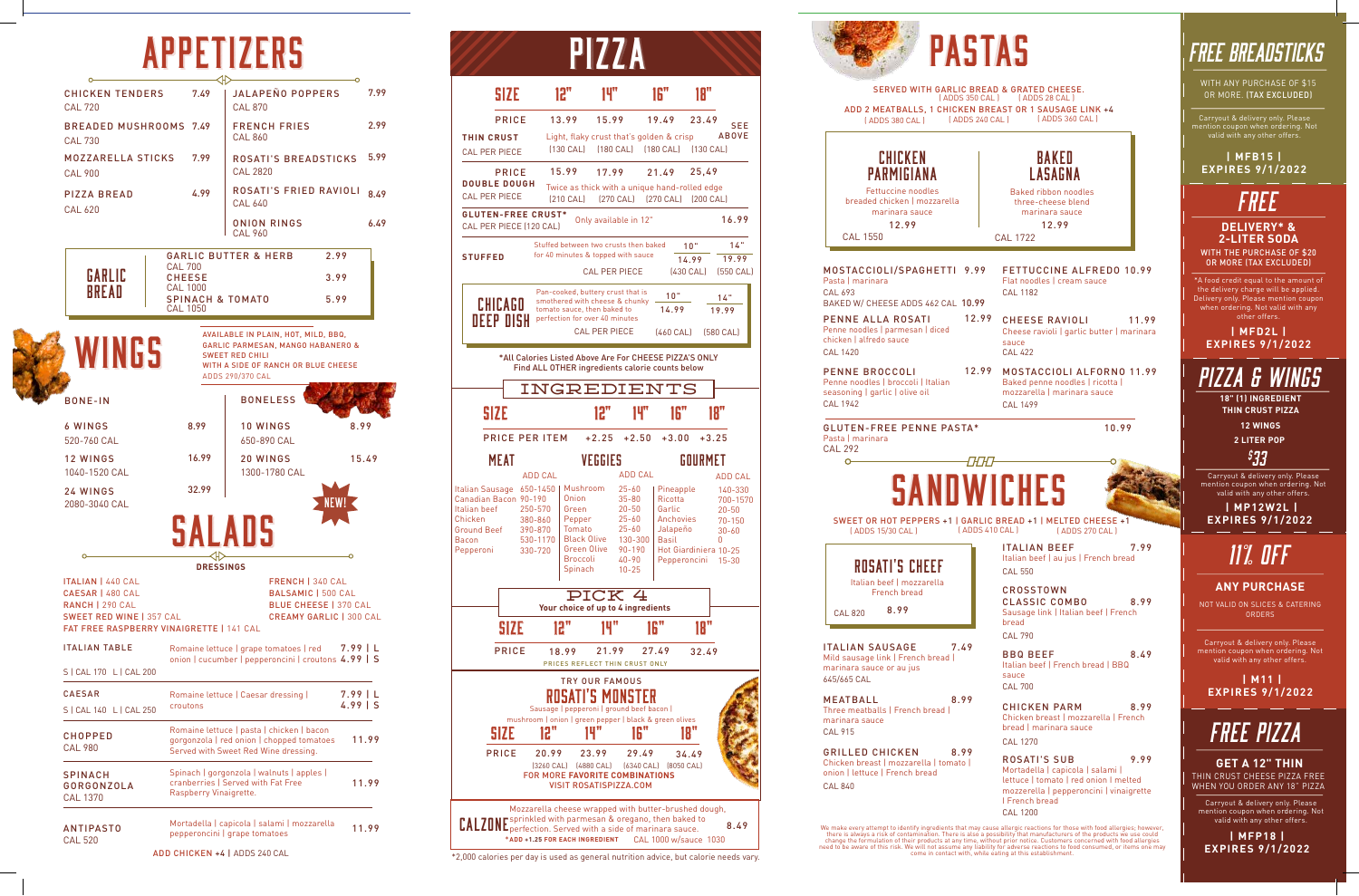# APPETIZERS

| | | | |
|---|---|---|---|
| CHICKEN TENDERS<br>CAL 720 | 7.49 | JALAPEÑO POPPERS<br>CAL 870 | 7.99 |
| BREADED MUSHROOMS<br>CAL 730 | 7.49 | FRENCH FRIES<br>CAL 860 | 2.99 |
| MOZZARELLA STICKS<br>CAL 900 | 7.99 | ROSATI'S BREADSTICKS<br>CAL 2820 | 5.99 |
| PIZZA BREAD<br>CAL 620 | 4.99 | ROSATI'S FRIED RAVIOLI<br>CAL 640 | 8.49 |
| | | ONION RINGS<br>CAL 960 | 6.49 |

## GARLIC BREAD

| | |
|---|---|
| GARLIC BUTTER & HERB<br>CAL 700 | 2.99 |
| CHEESE<br>CAL 1000 | 3.99 |
| SPINACH & TOMATO<br>CAL 1050 | 5.99 |

## WINGS

AVAILABLE IN PLAIN, HOT, MILD, BBQ, GARLIC PARMESAN, MANGO HABANERO & SWEET RED CHILI
WITH A SIDE OF RANCH OR BLUE CHEESE
ADDS 290/370 CAL

| BONE-IN | | BONELESS | |
|---|---|---|---|
| 6 WINGS<br>520-760 CAL | 8.99 | 10 WINGS<br>650-890 CAL | 8.99 |
| 12 WINGS<br>1040-1520 CAL | 16.99 | 20 WINGS<br>1300-1780 CAL | 15.49 |
| 24 WINGS<br>2080-3040 CAL | 32.99 | | |

NEW!

## SALADS

**DRESSINGS**

ITALIAN | 440 CAL
CAESAR | 480 CAL
RANCH | 290 CAL
SWEET RED WINE | 357 CAL
FAT FREE RASPBERRY VINAIGRETTE | 141 CAL
FRENCH | 340 CAL
BALSAMIC | 500 CAL
BLUE CHEESE | 370 CAL
CREAMY GARLIC | 300 CAL

| | | |
|---|---|---|
| ITALIAN TABLE<br>S \| CAL 170 L \| CAL 200 | Romaine lettuce \| grape tomatoes \| red onion \| cucumber \| pepperoncini \| croutons | 7.99 \| L<br>4.99 \| S |
| CAESAR<br>S \| CAL 140 L \| CAL 250 | Romaine lettuce \| Caesar dressing \| croutons | 7.99 \| L<br>4.99 \| S |
| CHOPPED<br>CAL 980 | Romaine lettuce \| pasta \| chicken \| bacon gorgonzola \| red onion \| chopped tomatoes Served with Sweet Red Wine dressing. | 11.99 |
| SPINACH GORGONZOLA<br>CAL 1370 | Spinach \| gorgonzola \| walnuts \| apples \| cranberries \| Served with Fat Free Raspberry Vinaigrette. | 11.99 |
| ANTIPASTO<br>CAL 520 | Mortadella \| capicola \| salami \| mozzarella pepperoncini \| grape tomatoes | 11.99 |

ADD CHICKEN +4 | ADDS 240 CAL

# PIZZA

| SIZE | 12" | 14" | 16" | 18" |
|---|---|---|---|---|
| **THIN CRUST** PRICE | 13.99 | 15.99 | 19.49 | 23.49 |
| CAL PER PIECE | (130 CAL) | (180 CAL) | (180 CAL) | (130 CAL) |
| **DOUBLE DOUGH** PRICE | 15.99 | 17.99 | 21.49 | 25.49 |
| CAL PER PIECE | (210 CAL) | (270 CAL) | (270 CAL) | (200 CAL) |

THIN CRUST: Light, flaky crust that's golden & crisp. SEE ABOVE
DOUBLE DOUGH: Twice as thick with a unique hand-rolled edge

**GLUTEN-FREE CRUST*** — Only available in 12" — 16.99
CAL PER PIECE (120 CAL)

**STUFFED** — Stuffed between two crusts then baked for 40 minutes & topped with sauce

| | 10" | 14" |
|---|---|---|
| PRICE | 14.99 | 19.99 |
| CAL PER PIECE | (430 CAL) | (550 CAL) |

**CHICAGO DEEP DISH** — Pan-cooked, buttery crust that is smothered with cheese & chunky tomato sauce, then baked to perfection for over 40 minutes

| | 10" | 14" |
|---|---|---|
| PRICE | 14.99 | 19.99 |
| CAL PER PIECE | (460 CAL) | (580 CAL) |

*All Calories Listed Above Are For CHEESE PIZZA'S ONLY
Find ALL OTHER ingredients calorie counts below

## INGREDIENTS

| SIZE | 12" | 14" | 16" | 18" |
|---|---|---|---|---|
| PRICE PER ITEM | +2.25 | +2.50 | +3.00 | +3.25 |

| MEAT | ADD CAL | VEGGIES | ADD CAL | GOURMET | ADD CAL |
|---|---|---|---|---|---|
| Italian Sausage | 650-1450 | Mushroom | 25-60 | Pineapple | 140-330 |
| Canadian Bacon | 90-190 | Onion | 35-80 | Ricotta | 700-1570 |
| Italian beef | 250-570 | Green | 20-50 | Garlic | 20-50 |
| Chicken | 380-860 | Pepper | 25-60 | Anchovies | 70-150 |
| Ground Beef | 390-870 | Tomato | 25-60 | Jalapeño | 30-60 |
| Bacon | 530-1170 | Black Olive | 130-300 | Basil | 0 |
| Pepperoni | 330-720 | Green Olive | 90-190 | Hot Giardiniera | 10-25 |
| | | Broccoli | 40-90 | Pepperoncini | 15-30 |
| | | Spinach | 10-25 | | |

## PICK 4

Your choice of up to 4 ingredients

| SIZE | 12" | 14" | 16" | 18" |
|---|---|---|---|---|
| PRICE | 18.99 | 21.99 | 27.49 | 32.49 |

PRICES REFLECT THIN CRUST ONLY

TRY OUR FAMOUS
## ROSATI'S MONSTER

Sausage | pepperoni | ground beef bacon | mushroom | onion | green pepper | black & green olives

| SIZE | 12" | 14" | 16" | 18" |
|---|---|---|---|---|
| PRICE | 20.99 | 23.99 | 29.49 | 34.49 |
| | (3260 CAL) | (4880 CAL) | (6340 CAL) | (8050 CAL) |

FOR MORE FAVORITE COMBINATIONS
VISIT ROSATISPIZZA.COM

**CALZONE** — Mozzarella cheese wrapped with butter-brushed dough, sprinkled with parmesan & oregano, then baked to perfection. Served with a side of marinara sauce. 8.49
*ADD +1.25 FOR EACH INGREDIENT — CAL 1000 w/sauce 1030

*2,000 calories per day is used as general nutrition advice, but calorie needs vary.

# PASTAS

SERVED WITH GARLIC BREAD & GRATED CHEESE. ( ADDS 350 CAL ) ( ADDS 28 CAL )
ADD 2 MEATBALLS, 1 CHICKEN BREAST OR 1 SAUSAGE LINK +4 ( ADDS 380 CAL ) ( ADDS 240 CAL ) ( ADDS 360 CAL )

**CHICKEN PARMIGIANA** — Fettuccine noodles breaded chicken | mozzarella marinara sauce — 12.99 — CAL 1550

**BAKED LASAGNA** — Baked ribbon noodles three-cheese blend marinara sauce — 12.99 — CAL 1722

| | |
|---|---|
| MOSTACCIOLI/SPAGHETTI 9.99<br>Pasta \| marinara<br>CAL 693<br>BAKED W/ CHEESE ADDS 462 CAL 10.99 | FETTUCCINE ALFREDO 10.99<br>Flat noodles \| cream sauce<br>CAL 1182 |
| PENNE ALLA ROSATI 12.99<br>Penne noodles \| parmesan \| diced chicken \| alfredo sauce<br>CAL 1420 | CHEESE RAVIOLI 11.99<br>Cheese ravioli \| garlic butter \| marinara sauce<br>CAL 422 |
| PENNE BROCCOLI 12.99<br>Penne noodles \| broccoli \| Italian seasoning \| garlic \| olive oil<br>CAL 1942 | MOSTACCIOLI ALFORNO 11.99<br>Baked penne noodles \| ricotta \| mozzarella \| marinara sauce<br>CAL 1499 |

GLUTEN-FREE PENNE PASTA* — 10.99
Pasta | marinara
CAL 292

# SANDWICHES

SWEET OR HOT PEPPERS +1 | GARLIC BREAD +1 | MELTED CHEESE +1
( ADDS 15/30 CAL ) ( ADDS 410 CAL ) ( ADDS 270 CAL )

**ROSATI'S CHEEF** — Italian beef | mozzarella French bread — CAL 820 — 8.99

| | |
|---|---|
| ITALIAN SAUSAGE 7.49<br>Mild sausage link \| French bread \| marinara sauce or au jus<br>645/665 CAL | ITALIAN BEEF 7.99<br>Italian beef \| au jus \| French bread<br>CAL 550 |
| MEATBALL 8.99<br>Three meatballs \| French bread \| marinara sauce<br>CAL 915 | CROSSTOWN CLASSIC COMBO 8.99<br>Sausage link \| Italian beef \| French bread<br>CAL 790 |
| GRILLED CHICKEN 8.99<br>Chicken breast \| mozzarella \| tomato \| onion \| lettuce \| French bread<br>CAL 840 | BBQ BEEF 8.49<br>Italian beef \| French bread \| BBQ sauce<br>CAL 700 |
| | CHICKEN PARM 8.99<br>Chicken breast \| mozzarella \| French bread \| marinara sauce<br>CAL 1270 |
| | ROSATI'S SUB 9.99<br>Mortadella \| capicola \| salami \| lettuce \| tomato \| red onion \| melted mozzarella \| pepperoncini \| vinaigrette \| French bread<br>CAL 1200 |

We make every attempt to identify ingredients that may cause allergic reactions for those with food allergies; however, there is always a risk of contamination. There is also a possibility that manufacturers of the products we use could change the formulation of their products at any time, without prior notice. Customers concerned with food allergies need to be aware of this risk. We will not assume any liability for adverse reactions to food consumed, or items one may come in contact with, while eating at this establishment.

## FREE BREADSTICKS

WITH ANY PURCHASE OF $15 OR MORE. (TAX EXCLUDED)

Carryout & delivery only. Please mention coupon when ordering. Not valid with any other offers.

**| MFB15 | EXPIRES 9/1/2022**

## FREE

**DELIVERY* & 2-LITER SODA**
WITH THE PURCHASE OF $20 OR MORE (TAX EXCLUDED)

*A food credit equal to the amount of the delivery charge will be applied. Delivery only. Please mention coupon when ordering. Not valid with any other offers.

**| MFD2L | EXPIRES 9/1/2022**

## PIZZA & WINGS

**18" (1) INGREDIENT THIN CRUST PIZZA**
**12 WINGS**
**2 LITER POP**
**$33**

Carryout & delivery only. Please mention coupon when ordering. Not valid with any other offers.

**| MP12W2L | EXPIRES 9/1/2022**

## 11% OFF

**ANY PURCHASE**

NOT VALID ON SLICES & CATERING ORDERS

Carryout & delivery only. Please mention coupon when ordering. Not valid with any other offers.

**| M11 | EXPIRES 9/1/2022**

## FREE PIZZA

**GET A 12" THIN**
THIN CRUST CHEESE PIZZA FREE WHEN YOU ORDER ANY 18" PIZZA

Carryout & delivery only. Please mention coupon when ordering. Not valid with any other offers.

**| MFP18 | EXPIRES 9/1/2022**